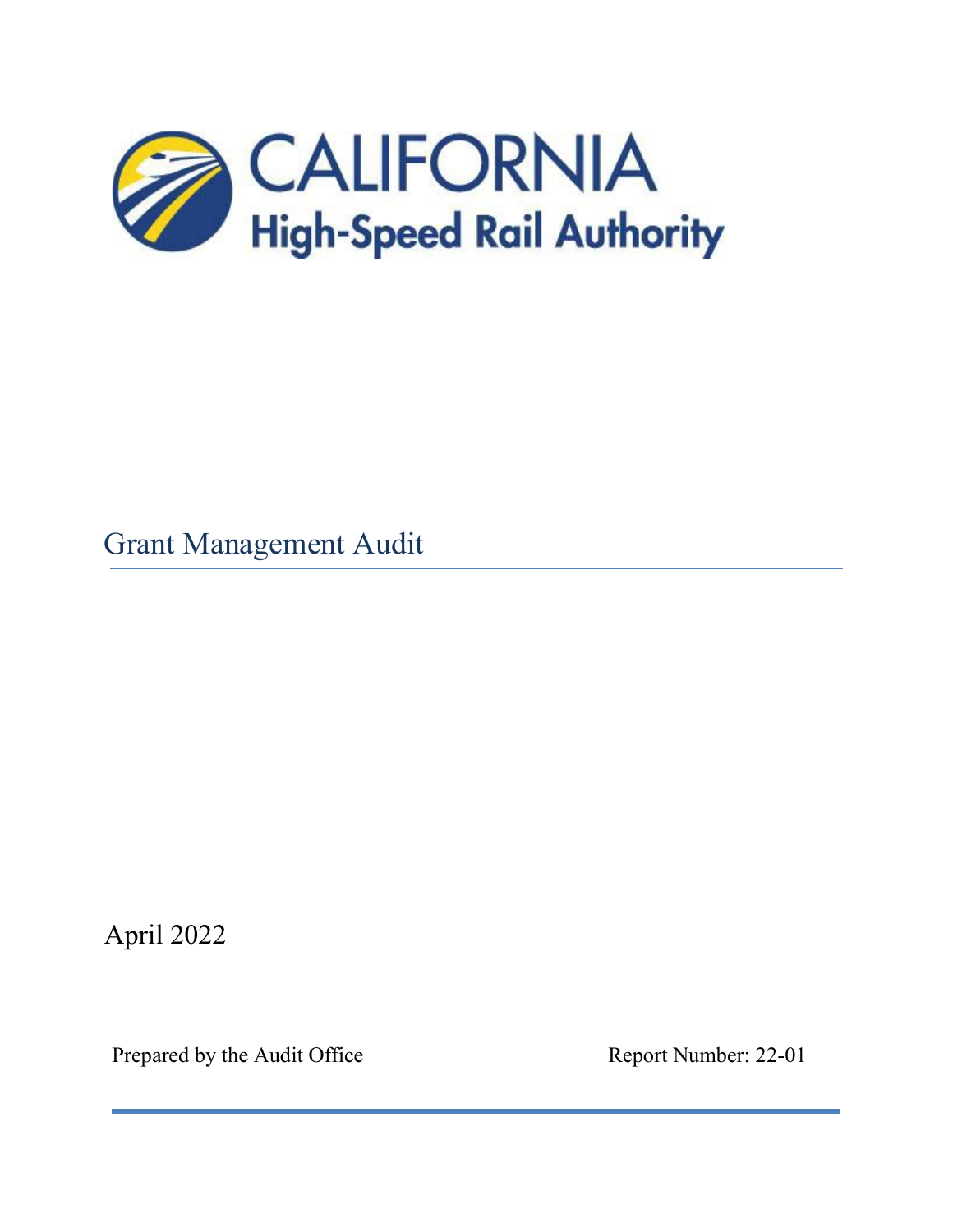CALIFORNIA
High-Speed Rail Authority

# Grant Management Audit

April 2022

Prepared by the Audit Office

Report Number: 22-01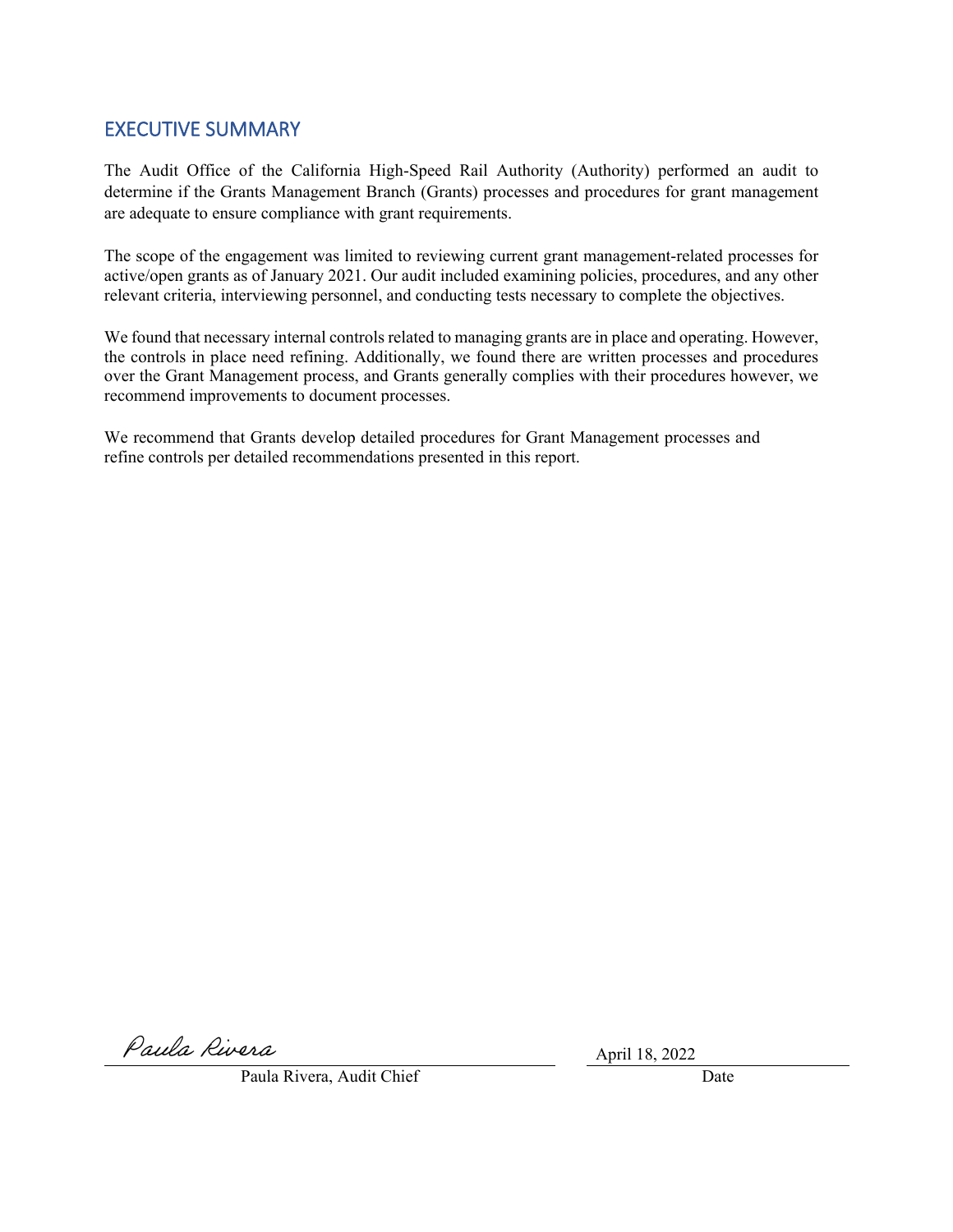## EXECUTIVE SUMMARY

The Audit Office of the California High-Speed Rail Authority (Authority) performed an audit to determine if the Grants Management Branch (Grants) processes and procedures for grant management are adequate to ensure compliance with grant requirements.

The scope of the engagement was limited to reviewing current grant management-related processes for active/open grants as of January 2021. Our audit included examining policies, procedures, and any other relevant criteria, interviewing personnel, and conducting tests necessary to complete the objectives.

We found that necessary internal controls related to managing grants are in place and operating. However, the controls in place need refining. Additionally, we found there are written processes and procedures over the Grant Management process, and Grants generally complies with their procedures however, we recommend improvements to document processes.

We recommend that Grants develop detailed procedures for Grant Management processes and refine controls per detailed recommendations presented in this report.

Paula Rivera

Paula Rivera, Audit Chief

April 18, 2022

Date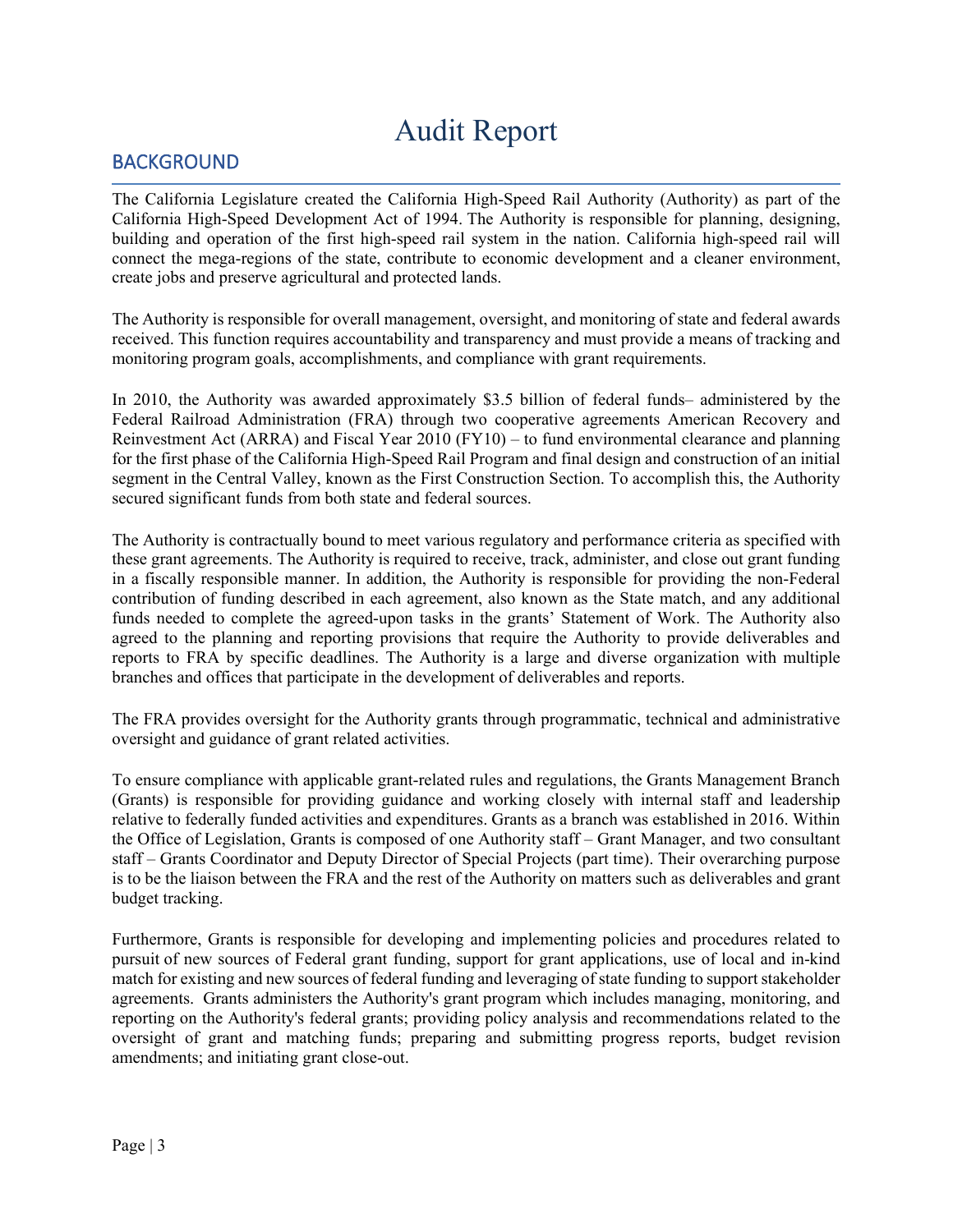# Audit Report

## BACKGROUND

The California Legislature created the California High-Speed Rail Authority (Authority) as part of the California High-Speed Development Act of 1994. The Authority is responsible for planning, designing, building and operation of the first high-speed rail system in the nation. California high-speed rail will connect the mega-regions of the state, contribute to economic development and a cleaner environment, create jobs and preserve agricultural and protected lands.

The Authority is responsible for overall management, oversight, and monitoring of state and federal awards received. This function requires accountability and transparency and must provide a means of tracking and monitoring program goals, accomplishments, and compliance with grant requirements.

In 2010, the Authority was awarded approximately $3.5 billion of federal funds– administered by the Federal Railroad Administration (FRA) through two cooperative agreements American Recovery and Reinvestment Act (ARRA) and Fiscal Year 2010 (FY10) – to fund environmental clearance and planning for the first phase of the California High-Speed Rail Program and final design and construction of an initial segment in the Central Valley, known as the First Construction Section. To accomplish this, the Authority secured significant funds from both state and federal sources.

The Authority is contractually bound to meet various regulatory and performance criteria as specified with these grant agreements. The Authority is required to receive, track, administer, and close out grant funding in a fiscally responsible manner. In addition, the Authority is responsible for providing the non-Federal contribution of funding described in each agreement, also known as the State match, and any additional funds needed to complete the agreed-upon tasks in the grants' Statement of Work. The Authority also agreed to the planning and reporting provisions that require the Authority to provide deliverables and reports to FRA by specific deadlines. The Authority is a large and diverse organization with multiple branches and offices that participate in the development of deliverables and reports.

The FRA provides oversight for the Authority grants through programmatic, technical and administrative oversight and guidance of grant related activities.

To ensure compliance with applicable grant-related rules and regulations, the Grants Management Branch (Grants) is responsible for providing guidance and working closely with internal staff and leadership relative to federally funded activities and expenditures. Grants as a branch was established in 2016. Within the Office of Legislation, Grants is composed of one Authority staff – Grant Manager, and two consultant staff – Grants Coordinator and Deputy Director of Special Projects (part time). Their overarching purpose is to be the liaison between the FRA and the rest of the Authority on matters such as deliverables and grant budget tracking.

Furthermore, Grants is responsible for developing and implementing policies and procedures related to pursuit of new sources of Federal grant funding, support for grant applications, use of local and in-kind match for existing and new sources of federal funding and leveraging of state funding to support stakeholder agreements. Grants administers the Authority's grant program which includes managing, monitoring, and reporting on the Authority's federal grants; providing policy analysis and recommendations related to the oversight of grant and matching funds; preparing and submitting progress reports, budget revision amendments; and initiating grant close-out.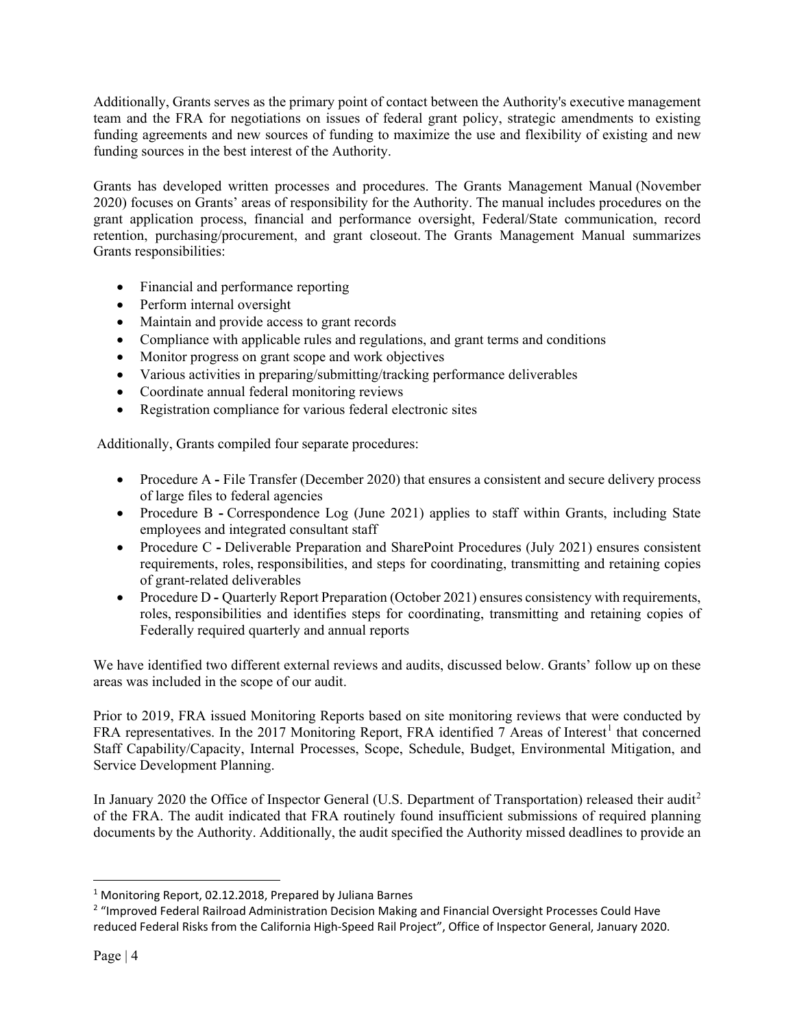Additionally, Grants serves as the primary point of contact between the Authority's executive management team and the FRA for negotiations on issues of federal grant policy, strategic amendments to existing funding agreements and new sources of funding to maximize the use and flexibility of existing and new funding sources in the best interest of the Authority.

Grants has developed written processes and procedures. The Grants Management Manual (November 2020) focuses on Grants' areas of responsibility for the Authority. The manual includes procedures on the grant application process, financial and performance oversight, Federal/State communication, record retention, purchasing/procurement, and grant closeout. The Grants Management Manual summarizes Grants responsibilities:

- Financial and performance reporting
- Perform internal oversight
- Maintain and provide access to grant records
- Compliance with applicable rules and regulations, and grant terms and conditions
- Monitor progress on grant scope and work objectives
- Various activities in preparing/submitting/tracking performance deliverables
- Coordinate annual federal monitoring reviews
- Registration compliance for various federal electronic sites

Additionally, Grants compiled four separate procedures:

- Procedure A **-** File Transfer (December 2020) that ensures a consistent and secure delivery process of large files to federal agencies
- Procedure B **-** Correspondence Log (June 2021) applies to staff within Grants, including State employees and integrated consultant staff
- Procedure C **-** Deliverable Preparation and SharePoint Procedures (July 2021) ensures consistent requirements, roles, responsibilities, and steps for coordinating, transmitting and retaining copies of grant-related deliverables
- Procedure D **-** Quarterly Report Preparation (October 2021) ensures consistency with requirements, roles, responsibilities and identifies steps for coordinating, transmitting and retaining copies of Federally required quarterly and annual reports

We have identified two different external reviews and audits, discussed below. Grants' follow up on these areas was included in the scope of our audit.

Prior to 2019, FRA issued Monitoring Reports based on site monitoring reviews that were conducted by FRA representatives. In the 2017 Monitoring Report, FRA identified 7 Areas of Interest[1] that concerned Staff Capability/Capacity, Internal Processes, Scope, Schedule, Budget, Environmental Mitigation, and Service Development Planning.

In January 2020 the Office of Inspector General (U.S. Department of Transportation) released their audit[2] of the FRA. The audit indicated that FRA routinely found insufficient submissions of required planning documents by the Authority. Additionally, the audit specified the Authority missed deadlines to provide an

---

[1] Monitoring Report, 02.12.2018, Prepared by Juliana Barnes

[2] "Improved Federal Railroad Administration Decision Making and Financial Oversight Processes Could Have reduced Federal Risks from the California High-Speed Rail Project", Office of Inspector General, January 2020.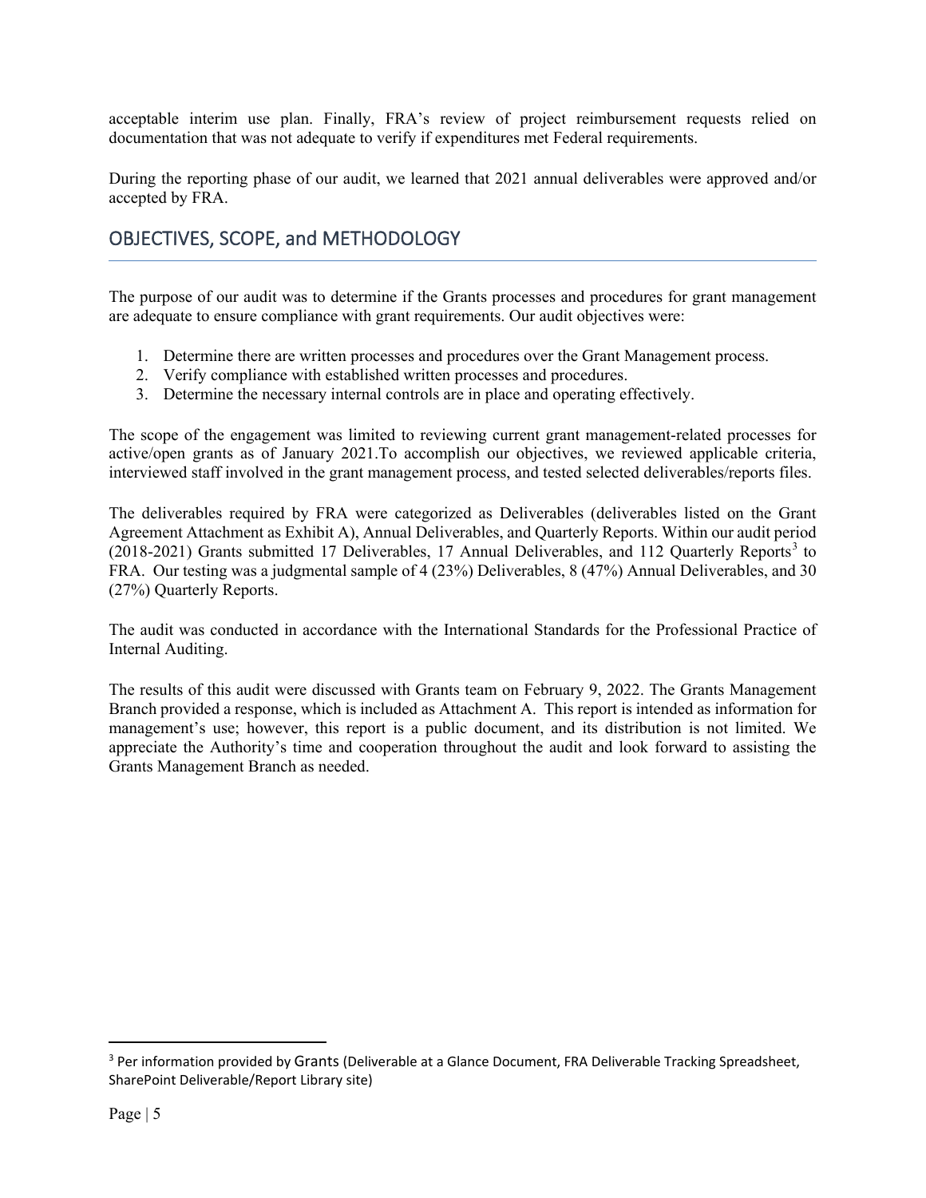acceptable interim use plan. Finally, FRA's review of project reimbursement requests relied on documentation that was not adequate to verify if expenditures met Federal requirements.

During the reporting phase of our audit, we learned that 2021 annual deliverables were approved and/or accepted by FRA.

## OBJECTIVES, SCOPE, and METHODOLOGY

The purpose of our audit was to determine if the Grants processes and procedures for grant management are adequate to ensure compliance with grant requirements. Our audit objectives were:

1. Determine there are written processes and procedures over the Grant Management process.
2. Verify compliance with established written processes and procedures.
3. Determine the necessary internal controls are in place and operating effectively.

The scope of the engagement was limited to reviewing current grant management-related processes for active/open grants as of January 2021.To accomplish our objectives, we reviewed applicable criteria, interviewed staff involved in the grant management process, and tested selected deliverables/reports files.

The deliverables required by FRA were categorized as Deliverables (deliverables listed on the Grant Agreement Attachment as Exhibit A), Annual Deliverables, and Quarterly Reports. Within our audit period (2018-2021) Grants submitted 17 Deliverables, 17 Annual Deliverables, and 112 Quarterly Reports[3] to FRA. Our testing was a judgmental sample of 4 (23%) Deliverables, 8 (47%) Annual Deliverables, and 30 (27%) Quarterly Reports.

The audit was conducted in accordance with the International Standards for the Professional Practice of Internal Auditing.

The results of this audit were discussed with Grants team on February 9, 2022. The Grants Management Branch provided a response, which is included as Attachment A. This report is intended as information for management's use; however, this report is a public document, and its distribution is not limited. We appreciate the Authority's time and cooperation throughout the audit and look forward to assisting the Grants Management Branch as needed.

---

[3] Per information provided by Grants (Deliverable at a Glance Document, FRA Deliverable Tracking Spreadsheet, SharePoint Deliverable/Report Library site)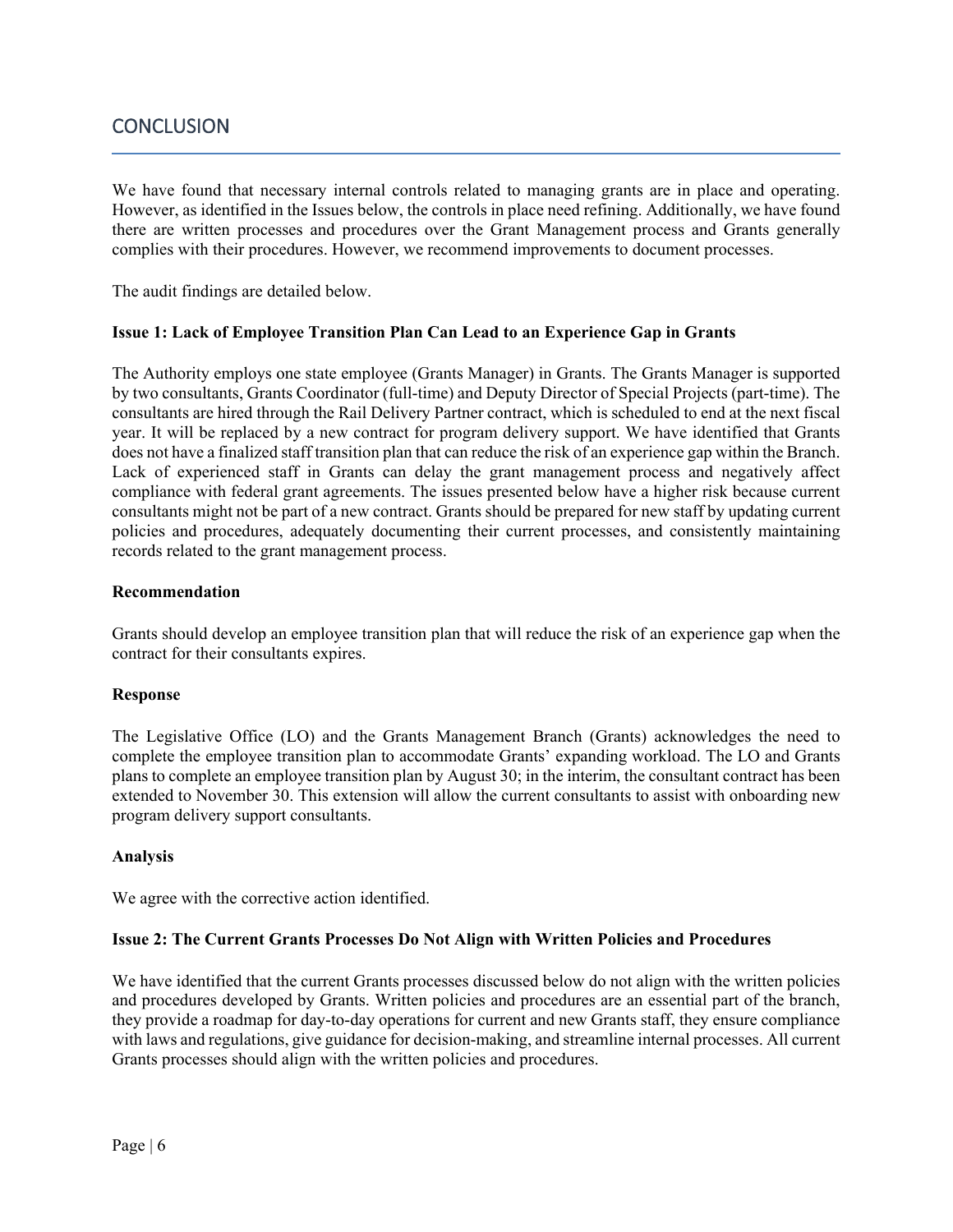## CONCLUSION

We have found that necessary internal controls related to managing grants are in place and operating. However, as identified in the Issues below, the controls in place need refining. Additionally, we have found there are written processes and procedures over the Grant Management process and Grants generally complies with their procedures. However, we recommend improvements to document processes.

The audit findings are detailed below.

**Issue 1: Lack of Employee Transition Plan Can Lead to an Experience Gap in Grants**

The Authority employs one state employee (Grants Manager) in Grants. The Grants Manager is supported by two consultants, Grants Coordinator (full-time) and Deputy Director of Special Projects (part-time). The consultants are hired through the Rail Delivery Partner contract, which is scheduled to end at the next fiscal year. It will be replaced by a new contract for program delivery support. We have identified that Grants does not have a finalized staff transition plan that can reduce the risk of an experience gap within the Branch. Lack of experienced staff in Grants can delay the grant management process and negatively affect compliance with federal grant agreements. The issues presented below have a higher risk because current consultants might not be part of a new contract. Grants should be prepared for new staff by updating current policies and procedures, adequately documenting their current processes, and consistently maintaining records related to the grant management process.

**Recommendation**

Grants should develop an employee transition plan that will reduce the risk of an experience gap when the contract for their consultants expires.

**Response**

The Legislative Office (LO) and the Grants Management Branch (Grants) acknowledges the need to complete the employee transition plan to accommodate Grants' expanding workload. The LO and Grants plans to complete an employee transition plan by August 30; in the interim, the consultant contract has been extended to November 30. This extension will allow the current consultants to assist with onboarding new program delivery support consultants.

**Analysis**

We agree with the corrective action identified.

**Issue 2: The Current Grants Processes Do Not Align with Written Policies and Procedures**

We have identified that the current Grants processes discussed below do not align with the written policies and procedures developed by Grants. Written policies and procedures are an essential part of the branch, they provide a roadmap for day-to-day operations for current and new Grants staff, they ensure compliance with laws and regulations, give guidance for decision-making, and streamline internal processes. All current Grants processes should align with the written policies and procedures.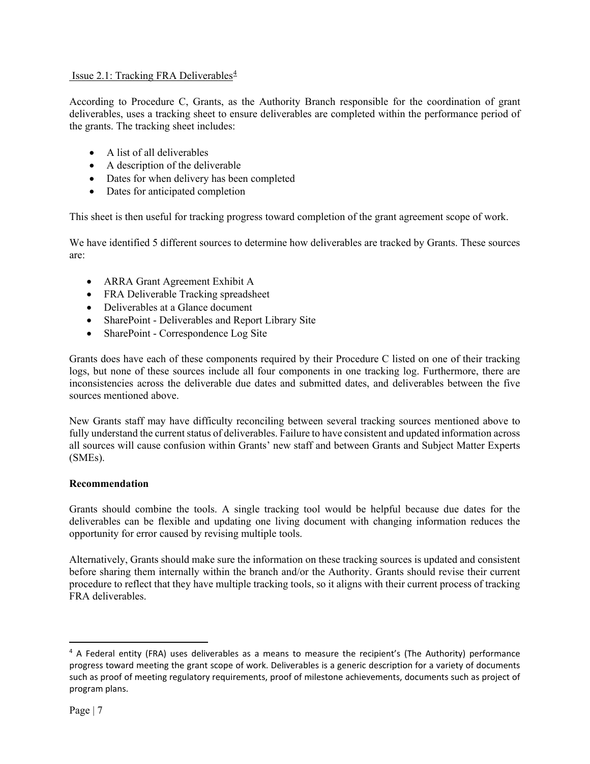Issue 2.1: Tracking FRA Deliverables[4]

According to Procedure C, Grants, as the Authority Branch responsible for the coordination of grant deliverables, uses a tracking sheet to ensure deliverables are completed within the performance period of the grants. The tracking sheet includes:

- A list of all deliverables
- A description of the deliverable
- Dates for when delivery has been completed
- Dates for anticipated completion

This sheet is then useful for tracking progress toward completion of the grant agreement scope of work.

We have identified 5 different sources to determine how deliverables are tracked by Grants. These sources are:

- ARRA Grant Agreement Exhibit A
- FRA Deliverable Tracking spreadsheet
- Deliverables at a Glance document
- SharePoint - Deliverables and Report Library Site
- SharePoint - Correspondence Log Site

Grants does have each of these components required by their Procedure C listed on one of their tracking logs, but none of these sources include all four components in one tracking log. Furthermore, there are inconsistencies across the deliverable due dates and submitted dates, and deliverables between the five sources mentioned above.

New Grants staff may have difficulty reconciling between several tracking sources mentioned above to fully understand the current status of deliverables. Failure to have consistent and updated information across all sources will cause confusion within Grants' new staff and between Grants and Subject Matter Experts (SMEs).

**Recommendation**

Grants should combine the tools. A single tracking tool would be helpful because due dates for the deliverables can be flexible and updating one living document with changing information reduces the opportunity for error caused by revising multiple tools.

Alternatively, Grants should make sure the information on these tracking sources is updated and consistent before sharing them internally within the branch and/or the Authority. Grants should revise their current procedure to reflect that they have multiple tracking tools, so it aligns with their current process of tracking FRA deliverables.

[4] A Federal entity (FRA) uses deliverables as a means to measure the recipient's (The Authority) performance progress toward meeting the grant scope of work. Deliverables is a generic description for a variety of documents such as proof of meeting regulatory requirements, proof of milestone achievements, documents such as project of program plans.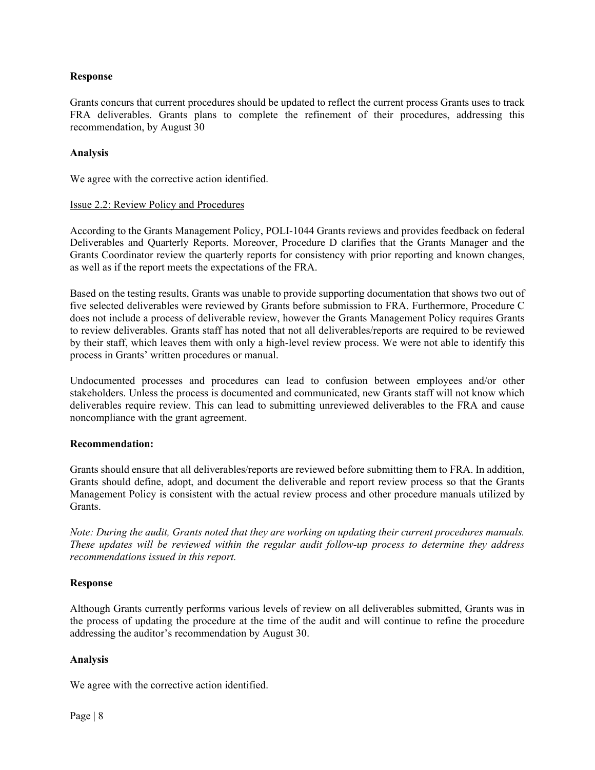**Response**

Grants concurs that current procedures should be updated to reflect the current process Grants uses to track FRA deliverables. Grants plans to complete the refinement of their procedures, addressing this recommendation, by August 30

**Analysis**

We agree with the corrective action identified.

<u>Issue 2.2: Review Policy and Procedures</u>

According to the Grants Management Policy, POLI-1044 Grants reviews and provides feedback on federal Deliverables and Quarterly Reports. Moreover, Procedure D clarifies that the Grants Manager and the Grants Coordinator review the quarterly reports for consistency with prior reporting and known changes, as well as if the report meets the expectations of the FRA.

Based on the testing results, Grants was unable to provide supporting documentation that shows two out of five selected deliverables were reviewed by Grants before submission to FRA. Furthermore, Procedure C does not include a process of deliverable review, however the Grants Management Policy requires Grants to review deliverables. Grants staff has noted that not all deliverables/reports are required to be reviewed by their staff, which leaves them with only a high-level review process. We were not able to identify this process in Grants' written procedures or manual.

Undocumented processes and procedures can lead to confusion between employees and/or other stakeholders. Unless the process is documented and communicated, new Grants staff will not know which deliverables require review. This can lead to submitting unreviewed deliverables to the FRA and cause noncompliance with the grant agreement.

**Recommendation:**

Grants should ensure that all deliverables/reports are reviewed before submitting them to FRA. In addition, Grants should define, adopt, and document the deliverable and report review process so that the Grants Management Policy is consistent with the actual review process and other procedure manuals utilized by Grants.

*Note: During the audit, Grants noted that they are working on updating their current procedures manuals. These updates will be reviewed within the regular audit follow-up process to determine they address recommendations issued in this report.*

**Response**

Although Grants currently performs various levels of review on all deliverables submitted, Grants was in the process of updating the procedure at the time of the audit and will continue to refine the procedure addressing the auditor's recommendation by August 30.

**Analysis**

We agree with the corrective action identified.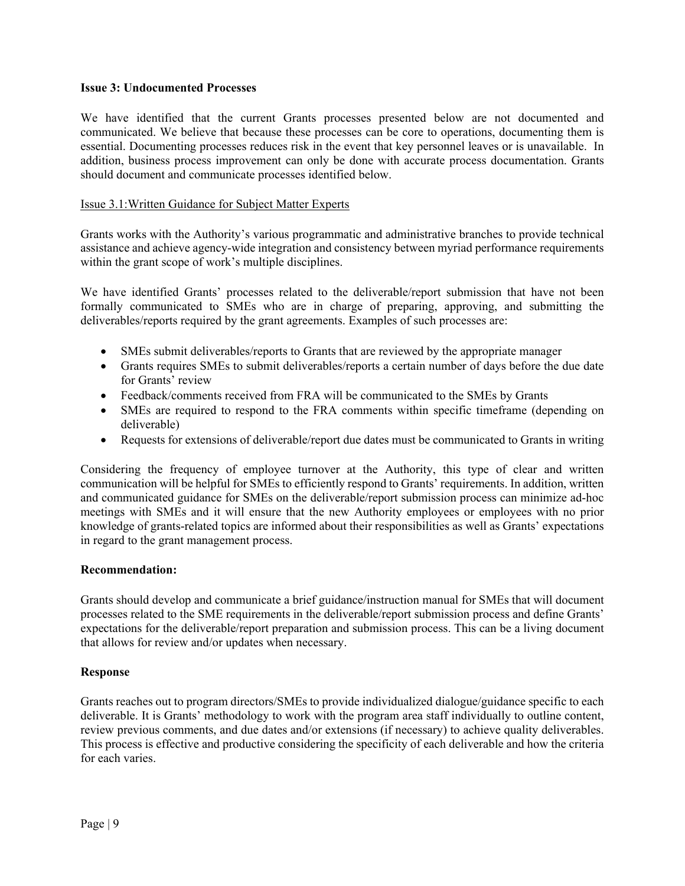### Issue 3: Undocumented Processes

We have identified that the current Grants processes presented below are not documented and communicated. We believe that because these processes can be core to operations, documenting them is essential. Documenting processes reduces risk in the event that key personnel leaves or is unavailable. In addition, business process improvement can only be done with accurate process documentation. Grants should document and communicate processes identified below.

#### Issue 3.1: Written Guidance for Subject Matter Experts

Grants works with the Authority's various programmatic and administrative branches to provide technical assistance and achieve agency-wide integration and consistency between myriad performance requirements within the grant scope of work's multiple disciplines.

We have identified Grants' processes related to the deliverable/report submission that have not been formally communicated to SMEs who are in charge of preparing, approving, and submitting the deliverables/reports required by the grant agreements. Examples of such processes are:

- SMEs submit deliverables/reports to Grants that are reviewed by the appropriate manager
- Grants requires SMEs to submit deliverables/reports a certain number of days before the due date for Grants' review
- Feedback/comments received from FRA will be communicated to the SMEs by Grants
- SMEs are required to respond to the FRA comments within specific timeframe (depending on deliverable)
- Requests for extensions of deliverable/report due dates must be communicated to Grants in writing

Considering the frequency of employee turnover at the Authority, this type of clear and written communication will be helpful for SMEs to efficiently respond to Grants' requirements. In addition, written and communicated guidance for SMEs on the deliverable/report submission process can minimize ad-hoc meetings with SMEs and it will ensure that the new Authority employees or employees with no prior knowledge of grants-related topics are informed about their responsibilities as well as Grants' expectations in regard to the grant management process.

**Recommendation:**

Grants should develop and communicate a brief guidance/instruction manual for SMEs that will document processes related to the SME requirements in the deliverable/report submission process and define Grants' expectations for the deliverable/report preparation and submission process. This can be a living document that allows for review and/or updates when necessary.

**Response**

Grants reaches out to program directors/SMEs to provide individualized dialogue/guidance specific to each deliverable. It is Grants' methodology to work with the program area staff individually to outline content, review previous comments, and due dates and/or extensions (if necessary) to achieve quality deliverables. This process is effective and productive considering the specificity of each deliverable and how the criteria for each varies.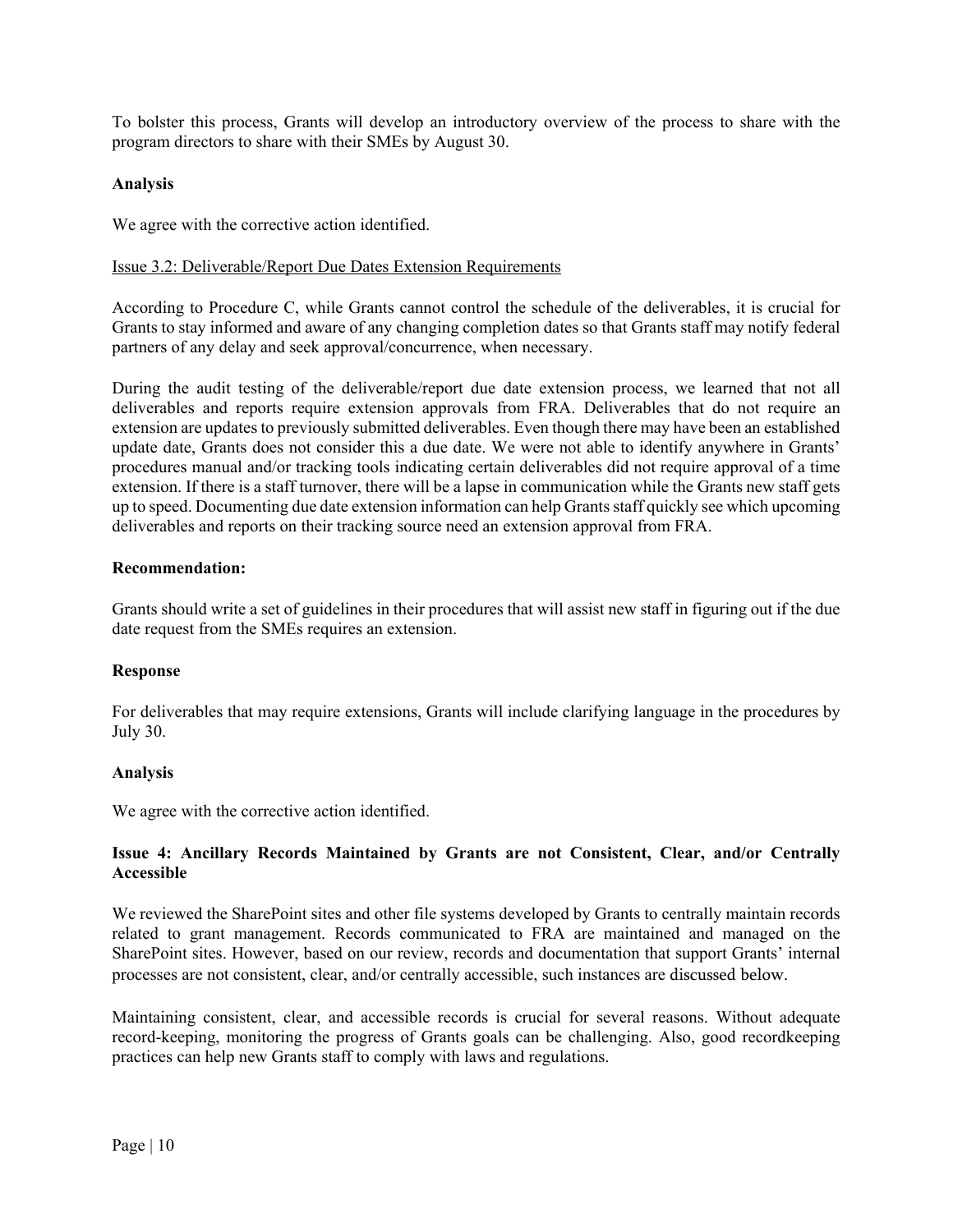To bolster this process, Grants will develop an introductory overview of the process to share with the program directors to share with their SMEs by August 30.

**Analysis**

We agree with the corrective action identified.

Issue 3.2: Deliverable/Report Due Dates Extension Requirements

According to Procedure C, while Grants cannot control the schedule of the deliverables, it is crucial for Grants to stay informed and aware of any changing completion dates so that Grants staff may notify federal partners of any delay and seek approval/concurrence, when necessary.

During the audit testing of the deliverable/report due date extension process, we learned that not all deliverables and reports require extension approvals from FRA. Deliverables that do not require an extension are updates to previously submitted deliverables. Even though there may have been an established update date, Grants does not consider this a due date. We were not able to identify anywhere in Grants' procedures manual and/or tracking tools indicating certain deliverables did not require approval of a time extension. If there is a staff turnover, there will be a lapse in communication while the Grants new staff gets up to speed. Documenting due date extension information can help Grants staff quickly see which upcoming deliverables and reports on their tracking source need an extension approval from FRA.

**Recommendation:**

Grants should write a set of guidelines in their procedures that will assist new staff in figuring out if the due date request from the SMEs requires an extension.

**Response**

For deliverables that may require extensions, Grants will include clarifying language in the procedures by July 30.

**Analysis**

We agree with the corrective action identified.

**Issue 4: Ancillary Records Maintained by Grants are not Consistent, Clear, and/or Centrally Accessible**

We reviewed the SharePoint sites and other file systems developed by Grants to centrally maintain records related to grant management. Records communicated to FRA are maintained and managed on the SharePoint sites. However, based on our review, records and documentation that support Grants' internal processes are not consistent, clear, and/or centrally accessible, such instances are discussed below.

Maintaining consistent, clear, and accessible records is crucial for several reasons. Without adequate record-keeping, monitoring the progress of Grants goals can be challenging. Also, good recordkeeping practices can help new Grants staff to comply with laws and regulations.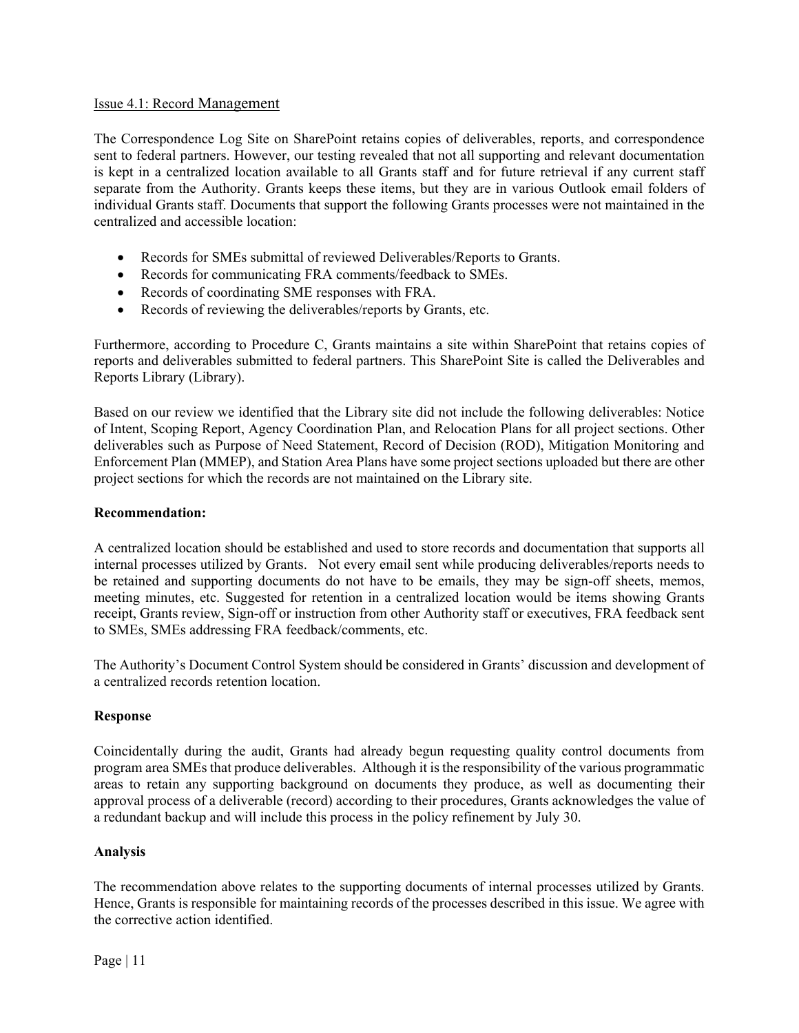Issue 4.1: Record Management

The Correspondence Log Site on SharePoint retains copies of deliverables, reports, and correspondence sent to federal partners. However, our testing revealed that not all supporting and relevant documentation is kept in a centralized location available to all Grants staff and for future retrieval if any current staff separate from the Authority. Grants keeps these items, but they are in various Outlook email folders of individual Grants staff. Documents that support the following Grants processes were not maintained in the centralized and accessible location:

- Records for SMEs submittal of reviewed Deliverables/Reports to Grants.
- Records for communicating FRA comments/feedback to SMEs.
- Records of coordinating SME responses with FRA.
- Records of reviewing the deliverables/reports by Grants, etc.

Furthermore, according to Procedure C, Grants maintains a site within SharePoint that retains copies of reports and deliverables submitted to federal partners. This SharePoint Site is called the Deliverables and Reports Library (Library).

Based on our review we identified that the Library site did not include the following deliverables: Notice of Intent, Scoping Report, Agency Coordination Plan, and Relocation Plans for all project sections. Other deliverables such as Purpose of Need Statement, Record of Decision (ROD), Mitigation Monitoring and Enforcement Plan (MMEP), and Station Area Plans have some project sections uploaded but there are other project sections for which the records are not maintained on the Library site.

**Recommendation:**

A centralized location should be established and used to store records and documentation that supports all internal processes utilized by Grants. Not every email sent while producing deliverables/reports needs to be retained and supporting documents do not have to be emails, they may be sign-off sheets, memos, meeting minutes, etc. Suggested for retention in a centralized location would be items showing Grants receipt, Grants review, Sign-off or instruction from other Authority staff or executives, FRA feedback sent to SMEs, SMEs addressing FRA feedback/comments, etc.

The Authority's Document Control System should be considered in Grants' discussion and development of a centralized records retention location.

**Response**

Coincidentally during the audit, Grants had already begun requesting quality control documents from program area SMEs that produce deliverables. Although it is the responsibility of the various programmatic areas to retain any supporting background on documents they produce, as well as documenting their approval process of a deliverable (record) according to their procedures, Grants acknowledges the value of a redundant backup and will include this process in the policy refinement by July 30.

**Analysis**

The recommendation above relates to the supporting documents of internal processes utilized by Grants. Hence, Grants is responsible for maintaining records of the processes described in this issue. We agree with the corrective action identified.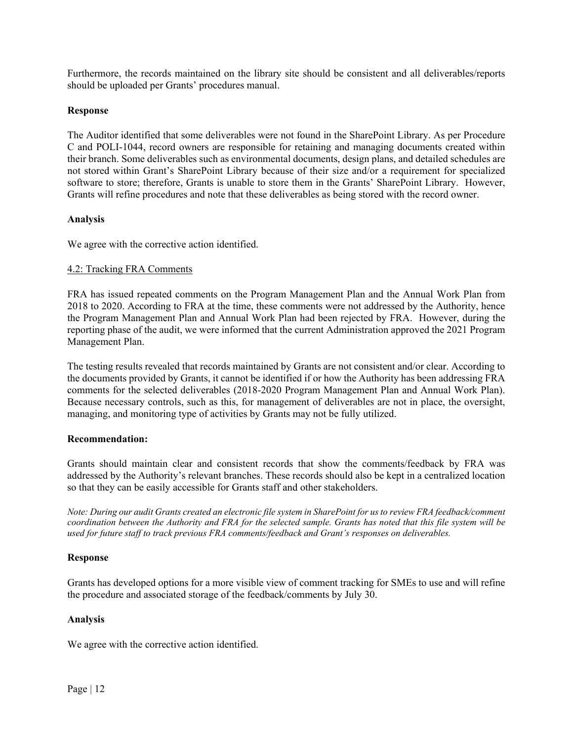Furthermore, the records maintained on the library site should be consistent and all deliverables/reports should be uploaded per Grants' procedures manual.

**Response**

The Auditor identified that some deliverables were not found in the SharePoint Library. As per Procedure C and POLI-1044, record owners are responsible for retaining and managing documents created within their branch. Some deliverables such as environmental documents, design plans, and detailed schedules are not stored within Grant's SharePoint Library because of their size and/or a requirement for specialized software to store; therefore, Grants is unable to store them in the Grants' SharePoint Library. However, Grants will refine procedures and note that these deliverables as being stored with the record owner.

**Analysis**

We agree with the corrective action identified.

4.2: Tracking FRA Comments

FRA has issued repeated comments on the Program Management Plan and the Annual Work Plan from 2018 to 2020. According to FRA at the time, these comments were not addressed by the Authority, hence the Program Management Plan and Annual Work Plan had been rejected by FRA. However, during the reporting phase of the audit, we were informed that the current Administration approved the 2021 Program Management Plan.

The testing results revealed that records maintained by Grants are not consistent and/or clear. According to the documents provided by Grants, it cannot be identified if or how the Authority has been addressing FRA comments for the selected deliverables (2018-2020 Program Management Plan and Annual Work Plan). Because necessary controls, such as this, for management of deliverables are not in place, the oversight, managing, and monitoring type of activities by Grants may not be fully utilized.

**Recommendation:**

Grants should maintain clear and consistent records that show the comments/feedback by FRA was addressed by the Authority's relevant branches. These records should also be kept in a centralized location so that they can be easily accessible for Grants staff and other stakeholders.

*Note: During our audit Grants created an electronic file system in SharePoint for us to review FRA feedback/comment coordination between the Authority and FRA for the selected sample. Grants has noted that this file system will be used for future staff to track previous FRA comments/feedback and Grant's responses on deliverables.*

**Response**

Grants has developed options for a more visible view of comment tracking for SMEs to use and will refine the procedure and associated storage of the feedback/comments by July 30.

**Analysis**

We agree with the corrective action identified.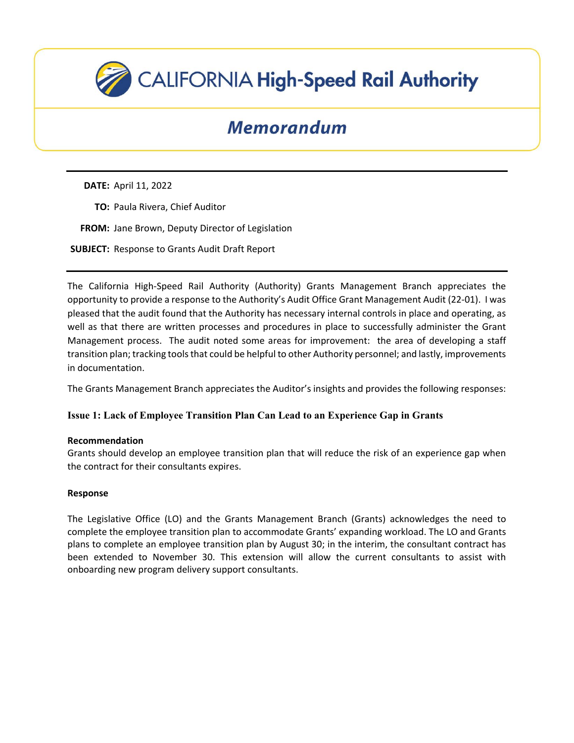# CALIFORNIA High-Speed Rail Authority

## *Memorandum*

**DATE:** April 11, 2022

**TO:** Paula Rivera, Chief Auditor

**FROM:** Jane Brown, Deputy Director of Legislation

**SUBJECT:** Response to Grants Audit Draft Report

---

The California High-Speed Rail Authority (Authority) Grants Management Branch appreciates the opportunity to provide a response to the Authority's Audit Office Grant Management Audit (22-01). I was pleased that the audit found that the Authority has necessary internal controls in place and operating, as well as that there are written processes and procedures in place to successfully administer the Grant Management process. The audit noted some areas for improvement: the area of developing a staff transition plan; tracking tools that could be helpful to other Authority personnel; and lastly, improvements in documentation.

The Grants Management Branch appreciates the Auditor's insights and provides the following responses:

### Issue 1: Lack of Employee Transition Plan Can Lead to an Experience Gap in Grants

**Recommendation**

Grants should develop an employee transition plan that will reduce the risk of an experience gap when the contract for their consultants expires.

**Response**

The Legislative Office (LO) and the Grants Management Branch (Grants) acknowledges the need to complete the employee transition plan to accommodate Grants' expanding workload. The LO and Grants plans to complete an employee transition plan by August 30; in the interim, the consultant contract has been extended to November 30. This extension will allow the current consultants to assist with onboarding new program delivery support consultants.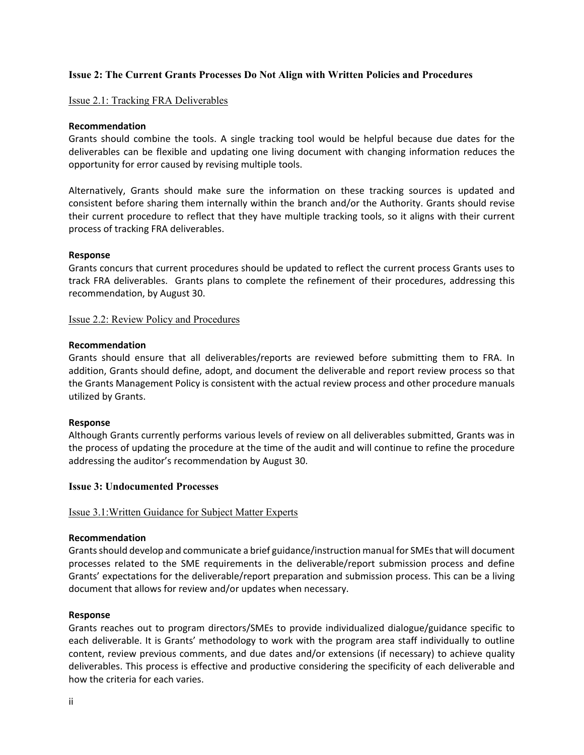## Issue 2: The Current Grants Processes Do Not Align with Written Policies and Procedures

### Issue 2.1: Tracking FRA Deliverables

**Recommendation**

Grants should combine the tools. A single tracking tool would be helpful because due dates for the deliverables can be flexible and updating one living document with changing information reduces the opportunity for error caused by revising multiple tools.

Alternatively, Grants should make sure the information on these tracking sources is updated and consistent before sharing them internally within the branch and/or the Authority. Grants should revise their current procedure to reflect that they have multiple tracking tools, so it aligns with their current process of tracking FRA deliverables.

**Response**

Grants concurs that current procedures should be updated to reflect the current process Grants uses to track FRA deliverables. Grants plans to complete the refinement of their procedures, addressing this recommendation, by August 30.

### Issue 2.2: Review Policy and Procedures

**Recommendation**

Grants should ensure that all deliverables/reports are reviewed before submitting them to FRA. In addition, Grants should define, adopt, and document the deliverable and report review process so that the Grants Management Policy is consistent with the actual review process and other procedure manuals utilized by Grants.

**Response**

Although Grants currently performs various levels of review on all deliverables submitted, Grants was in the process of updating the procedure at the time of the audit and will continue to refine the procedure addressing the auditor's recommendation by August 30.

## Issue 3: Undocumented Processes

### Issue 3.1:Written Guidance for Subject Matter Experts

**Recommendation**

Grants should develop and communicate a brief guidance/instruction manual for SMEs that will document processes related to the SME requirements in the deliverable/report submission process and define Grants' expectations for the deliverable/report preparation and submission process. This can be a living document that allows for review and/or updates when necessary.

**Response**

Grants reaches out to program directors/SMEs to provide individualized dialogue/guidance specific to each deliverable. It is Grants' methodology to work with the program area staff individually to outline content, review previous comments, and due dates and/or extensions (if necessary) to achieve quality deliverables. This process is effective and productive considering the specificity of each deliverable and how the criteria for each varies.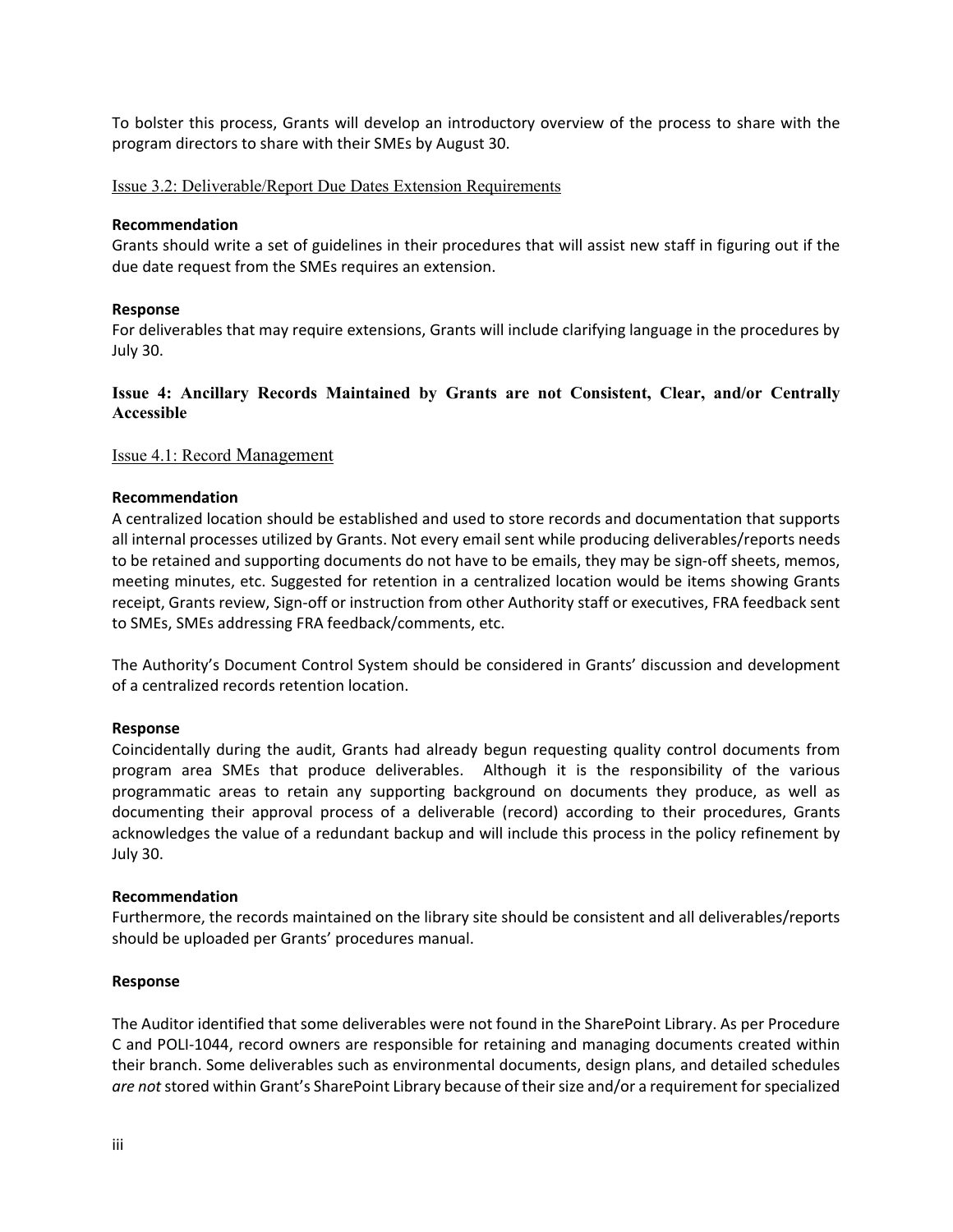To bolster this process, Grants will develop an introductory overview of the process to share with the program directors to share with their SMEs by August 30.

### Issue 3.2: Deliverable/Report Due Dates Extension Requirements

**Recommendation**
Grants should write a set of guidelines in their procedures that will assist new staff in figuring out if the due date request from the SMEs requires an extension.

**Response**
For deliverables that may require extensions, Grants will include clarifying language in the procedures by July 30.

## Issue 4: Ancillary Records Maintained by Grants are not Consistent, Clear, and/or Centrally Accessible

### Issue 4.1: Record Management

**Recommendation**
A centralized location should be established and used to store records and documentation that supports all internal processes utilized by Grants. Not every email sent while producing deliverables/reports needs to be retained and supporting documents do not have to be emails, they may be sign-off sheets, memos, meeting minutes, etc. Suggested for retention in a centralized location would be items showing Grants receipt, Grants review, Sign-off or instruction from other Authority staff or executives, FRA feedback sent to SMEs, SMEs addressing FRA feedback/comments, etc.

The Authority's Document Control System should be considered in Grants' discussion and development of a centralized records retention location.

**Response**
Coincidentally during the audit, Grants had already begun requesting quality control documents from program area SMEs that produce deliverables. Although it is the responsibility of the various programmatic areas to retain any supporting background on documents they produce, as well as documenting their approval process of a deliverable (record) according to their procedures, Grants acknowledges the value of a redundant backup and will include this process in the policy refinement by July 30.

**Recommendation**
Furthermore, the records maintained on the library site should be consistent and all deliverables/reports should be uploaded per Grants' procedures manual.

**Response**

The Auditor identified that some deliverables were not found in the SharePoint Library. As per Procedure C and POLI-1044, record owners are responsible for retaining and managing documents created within their branch. Some deliverables such as environmental documents, design plans, and detailed schedules *are not* stored within Grant's SharePoint Library because of their size and/or a requirement for specialized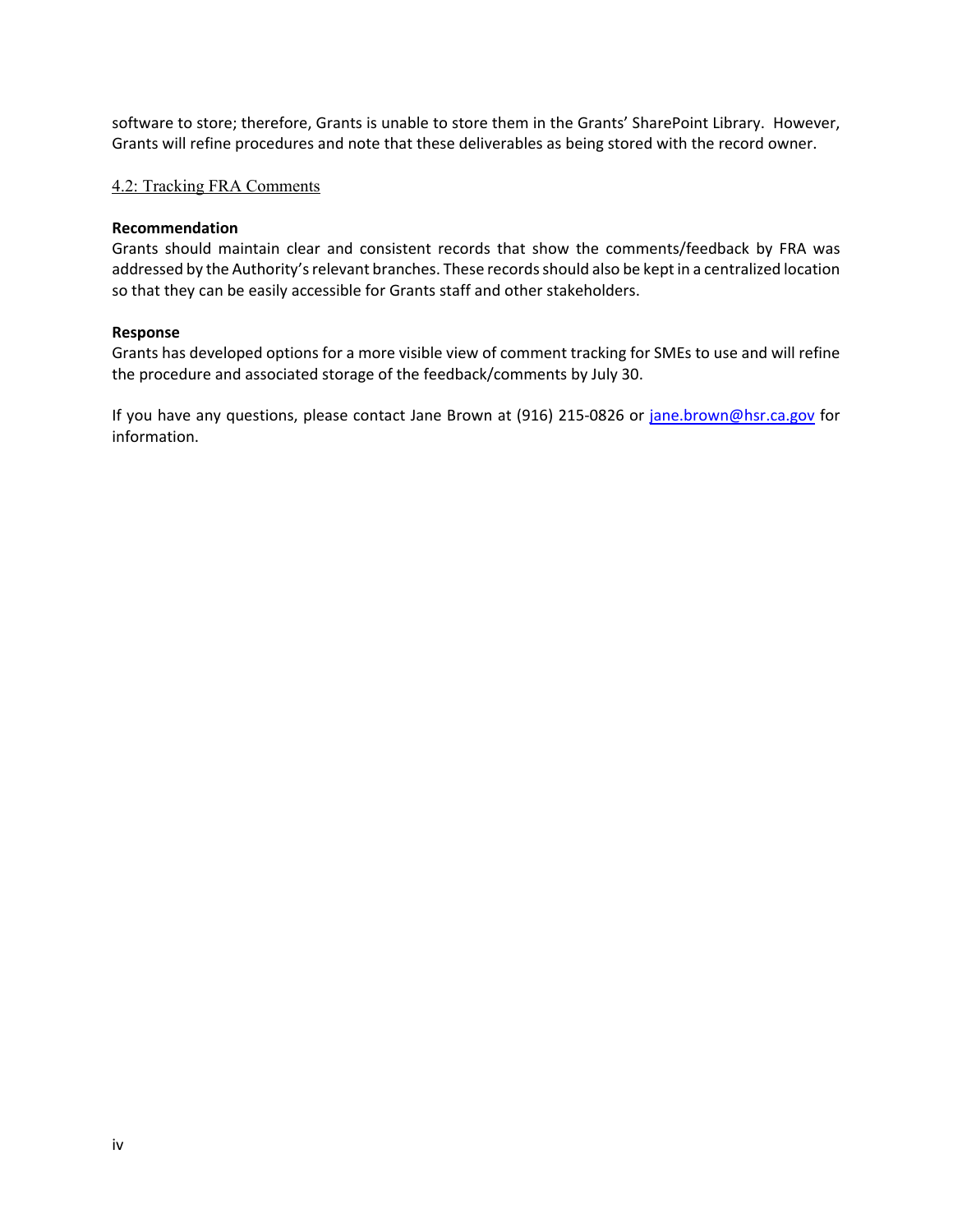software to store; therefore, Grants is unable to store them in the Grants' SharePoint Library. However, Grants will refine procedures and note that these deliverables as being stored with the record owner.

### 4.2: Tracking FRA Comments

**Recommendation**

Grants should maintain clear and consistent records that show the comments/feedback by FRA was addressed by the Authority's relevant branches. These records should also be kept in a centralized location so that they can be easily accessible for Grants staff and other stakeholders.

**Response**

Grants has developed options for a more visible view of comment tracking for SMEs to use and will refine the procedure and associated storage of the feedback/comments by July 30.

If you have any questions, please contact Jane Brown at (916) 215-0826 or [jane.brown@hsr.ca.gov](mailto:jane.brown@hsr.ca.gov) for information.